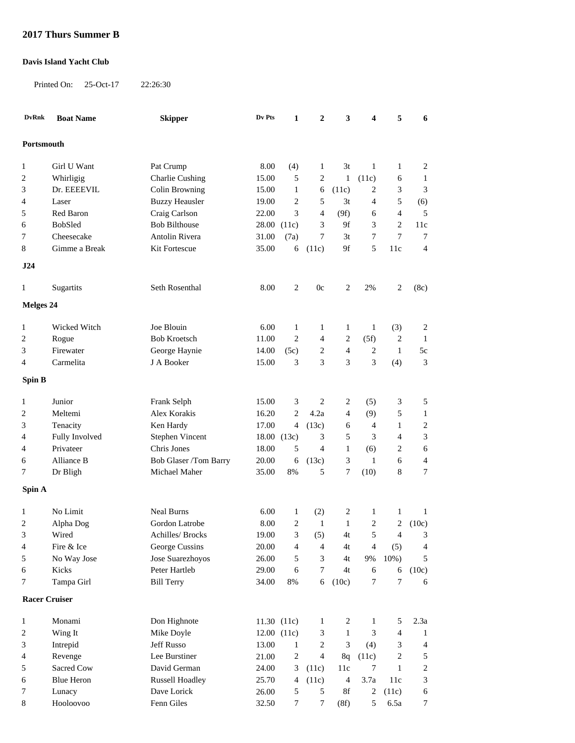## 2017 Thurs Summer B

**Davis Island Yacht Club**

Printed On: 25-Oct-17 22:26:30

| DvRnk | Boat Name | Skipper | Dv Pts | 1 | 2 | 3 | 4 | 5 | 6 |
|---|---|---|---|---|---|---|---|---|---|
| **Portsmouth** | | | | | | | | | |
| 1 | Girl U Want | Pat Crump | 8.00 | (4) | 1 | 3t | 1 | 1 | 2 |
| 2 | Whirligig | Charlie Cushing | 15.00 | 5 | 2 | 1 | (11c) | 6 | 1 |
| 3 | Dr. EEEEVIL | Colin Browning | 15.00 | 1 | 6 | (11c) | 2 | 3 | 3 |
| 4 | Laser | Buzzy Heausler | 19.00 | 2 | 5 | 3t | 4 | 5 | (6) |
| 5 | Red Baron | Craig Carlson | 22.00 | 3 | 4 | (9f) | 6 | 4 | 5 |
| 6 | BobSled | Bob Bilthouse | 28.00 | (11c) | 3 | 9f | 3 | 2 | 11c |
| 7 | Cheesecake | Antolin Rivera | 31.00 | (7a) | 7 | 3t | 7 | 7 | 7 |
| 8 | Gimme a Break | Kit Fortescue | 35.00 | 6 | (11c) | 9f | 5 | 11c | 4 |
| **J24** | | | | | | | | | |
| 1 | Sugartits | Seth Rosenthal | 8.00 | 2 | 0c | 2 | 2% | 2 | (8c) |
| **Melges 24** | | | | | | | | | |
| 1 | Wicked Witch | Joe Blouin | 6.00 | 1 | 1 | 1 | 1 | (3) | 2 |
| 2 | Rogue | Bob Kroetsch | 11.00 | 2 | 4 | 2 | (5f) | 2 | 1 |
| 3 | Firewater | George Haynie | 14.00 | (5c) | 2 | 4 | 2 | 1 | 5c |
| 4 | Carmelita | J A Booker | 15.00 | 3 | 3 | 3 | 3 | (4) | 3 |
| **Spin B** | | | | | | | | | |
| 1 | Junior | Frank Selph | 15.00 | 3 | 2 | 2 | (5) | 3 | 5 |
| 2 | Meltemi | Alex Korakis | 16.20 | 2 | 4.2a | 4 | (9) | 5 | 1 |
| 3 | Tenacity | Ken Hardy | 17.00 | 4 | (13c) | 6 | 4 | 1 | 2 |
| 4 | Fully Involved | Stephen Vincent | 18.00 | (13c) | 3 | 5 | 3 | 4 | 3 |
| 4 | Privateer | Chris Jones | 18.00 | 5 | 4 | 1 | (6) | 2 | 6 |
| 6 | Alliance B | Bob Glaser /Tom Barry | 20.00 | 6 | (13c) | 3 | 1 | 6 | 4 |
| 7 | Dr Bligh | Michael Maher | 35.00 | 8% | 5 | 7 | (10) | 8 | 7 |
| **Spin A** | | | | | | | | | |
| 1 | No Limit | Neal Burns | 6.00 | 1 | (2) | 2 | 1 | 1 | 1 |
| 2 | Alpha Dog | Gordon Latrobe | 8.00 | 2 | 1 | 1 | 2 | 2 | (10c) |
| 3 | Wired | Achilles/ Brocks | 19.00 | 3 | (5) | 4t | 5 | 4 | 3 |
| 4 | Fire & Ice | George Cussins | 20.00 | 4 | 4 | 4t | 4 | (5) | 4 |
| 5 | No Way Jose | Jose Suarezhoyos | 26.00 | 5 | 3 | 4t | 9% | 10%) | 5 |
| 6 | Kicks | Peter Hartleb | 29.00 | 6 | 7 | 4t | 6 | 6 | (10c) |
| 7 | Tampa Girl | Bill Terry | 34.00 | 8% | 6 | (10c) | 7 | 7 | 6 |
| **Racer Cruiser** | | | | | | | | | |
| 1 | Monami | Don Highnote | 11.30 | (11c) | 1 | 2 | 1 | 5 | 2.3a |
| 2 | Wing It | Mike Doyle | 12.00 | (11c) | 3 | 1 | 3 | 4 | 1 |
| 3 | Intrepid | Jeff Russo | 13.00 | 1 | 2 | 3 | (4) | 3 | 4 |
| 4 | Revenge | Lee Burstiner | 21.00 | 2 | 4 | 8q | (11c) | 2 | 5 |
| 5 | Sacred Cow | David German | 24.00 | 3 | (11c) | 11c | 7 | 1 | 2 |
| 6 | Blue Heron | Russell Hoadley | 25.70 | 4 | (11c) | 4 | 3.7a | 11c | 3 |
| 7 | Lunacy | Dave Lorick | 26.00 | 5 | 5 | 8f | 2 | (11c) | 6 |
| 8 | Hooloovoo | Fenn Giles | 32.50 | 7 | 7 | (8f) | 5 | 6.5a | 7 |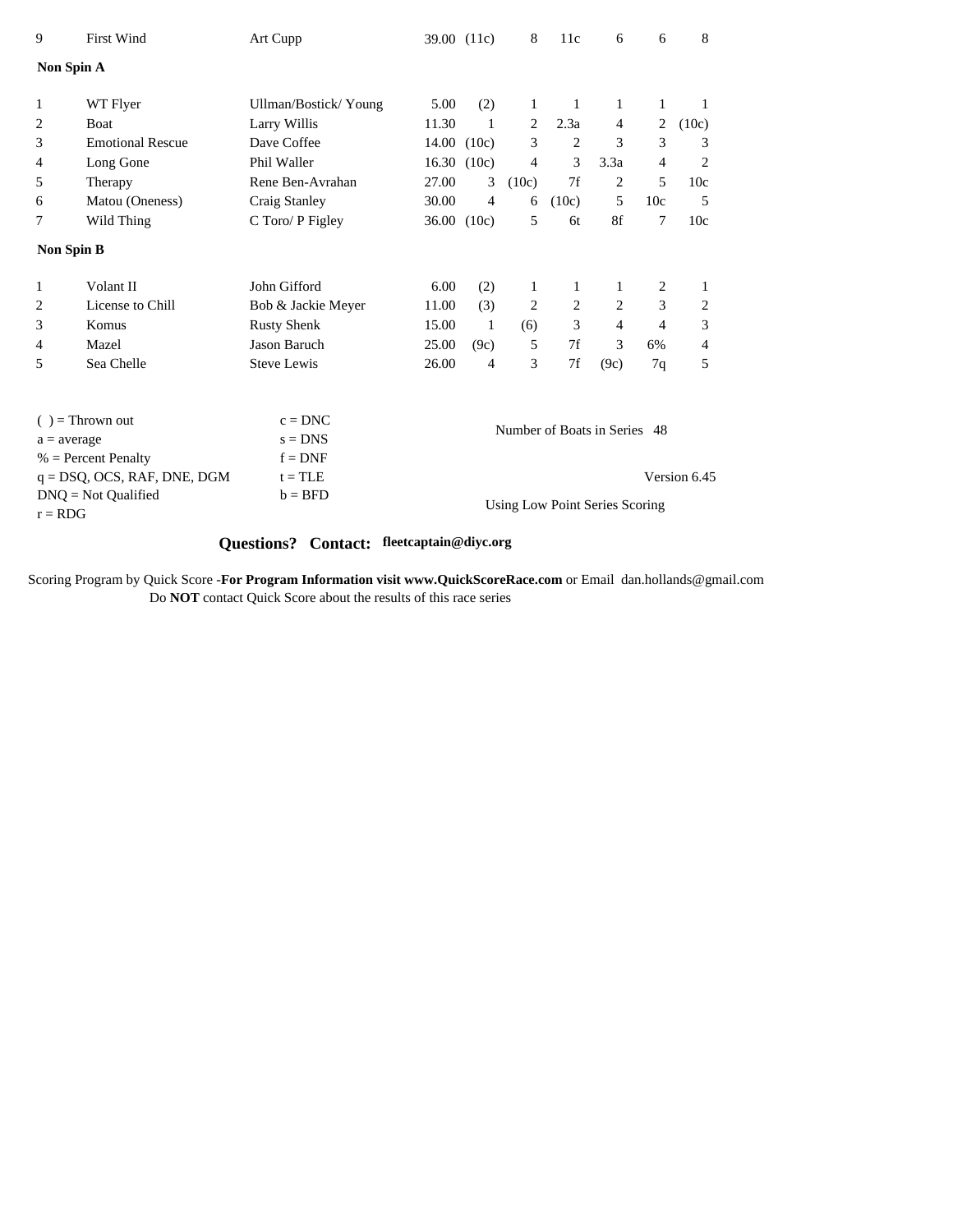| | | | | | | | | | |
|---|---|---|---|---|---|---|---|---|---|
| 9 | First Wind | Art Cupp | 39.00 | (11c) | 8 | 11c | 6 | 6 | 8 |

**Non Spin A**

| | | | | | | | | | |
|---|---|---|---|---|---|---|---|---|---|
| 1 | WT Flyer | Ullman/Bostick/ Young | 5.00 | (2) | 1 | 1 | 1 | 1 | 1 |
| 2 | Boat | Larry Willis | 11.30 | 1 | 2 | 2.3a | 4 | 2 | (10c) |
| 3 | Emotional Rescue | Dave Coffee | 14.00 | (10c) | 3 | 2 | 3 | 3 | 3 |
| 4 | Long Gone | Phil Waller | 16.30 | (10c) | 4 | 3 | 3.3a | 4 | 2 |
| 5 | Therapy | Rene Ben-Avrahan | 27.00 | 3 | (10c) | 7f | 2 | 5 | 10c |
| 6 | Matou (Oneness) | Craig Stanley | 30.00 | 4 | 6 | (10c) | 5 | 10c | 5 |
| 7 | Wild Thing | C Toro/ P Figley | 36.00 | (10c) | 5 | 6t | 8f | 7 | 10c |

**Non Spin B**

| | | | | | | | | | |
|---|---|---|---|---|---|---|---|---|---|
| 1 | Volant II | John Gifford | 6.00 | (2) | 1 | 1 | 1 | 2 | 1 |
| 2 | License to Chill | Bob & Jackie Meyer | 11.00 | (3) | 2 | 2 | 2 | 3 | 2 |
| 3 | Komus | Rusty Shenk | 15.00 | 1 | (6) | 3 | 4 | 4 | 3 |
| 4 | Mazel | Jason Baruch | 25.00 | (9c) | 5 | 7f | 3 | 6% | 4 |
| 5 | Sea Chelle | Steve Lewis | 26.00 | 4 | 3 | 7f | (9c) | 7q | 5 |

( ) = Thrown out
a = average
% = Percent Penalty
q = DSQ, OCS, RAF, DNE, DGM
DNQ = Not Qualified
r = RDG

c = DNC
s = DNS
f = DNF
t = TLE
b = BFD

Number of Boats in Series 48

Version 6.45

Using Low Point Series Scoring

**Questions? Contact: fleetcaptain@diyc.org**

Scoring Program by Quick Score -**For Program Information visit www.QuickScoreRace.com** or Email dan.hollands@gmail.com
Do **NOT** contact Quick Score about the results of this race series